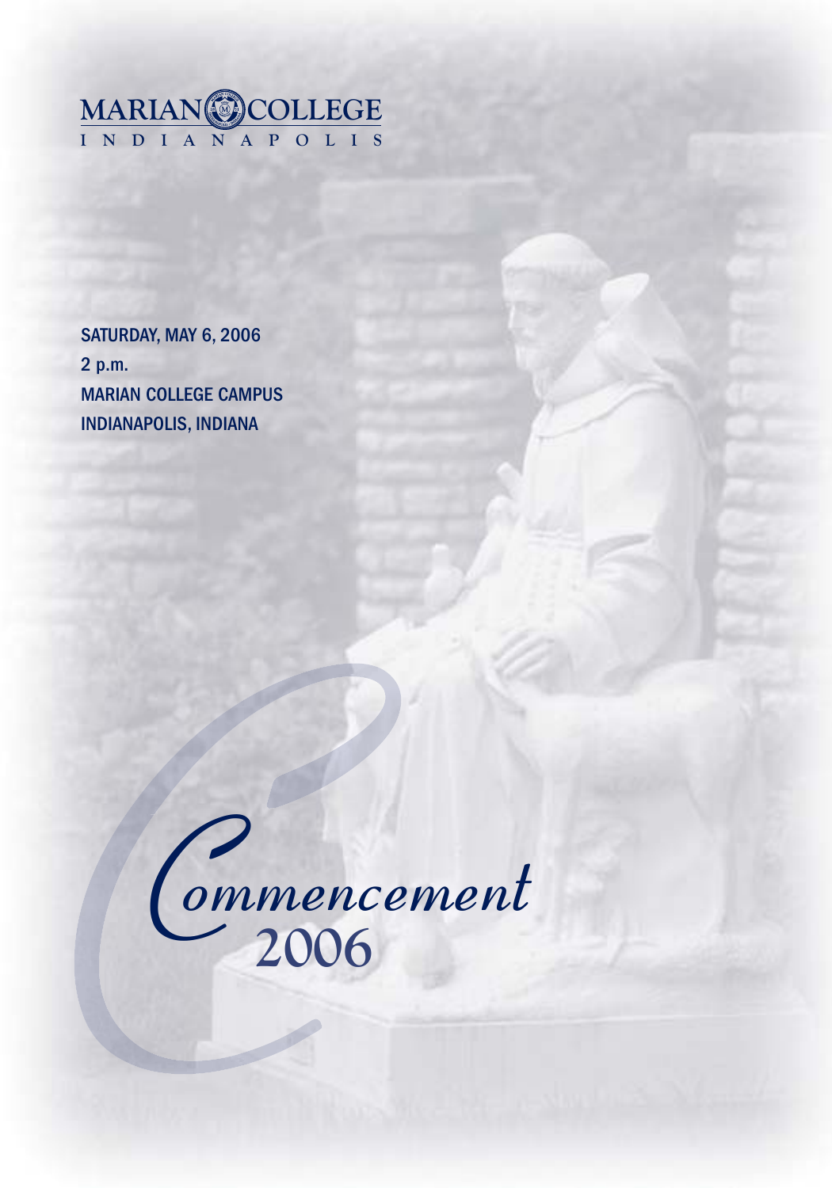# MARIAN COLLEGE

INDIANAPOLIS

SATURDAY, MAY 6, 2006
2 p.m.
MARIAN COLLEGE CAMPUS
INDIANAPOLIS, INDIANA

# Commencement 2006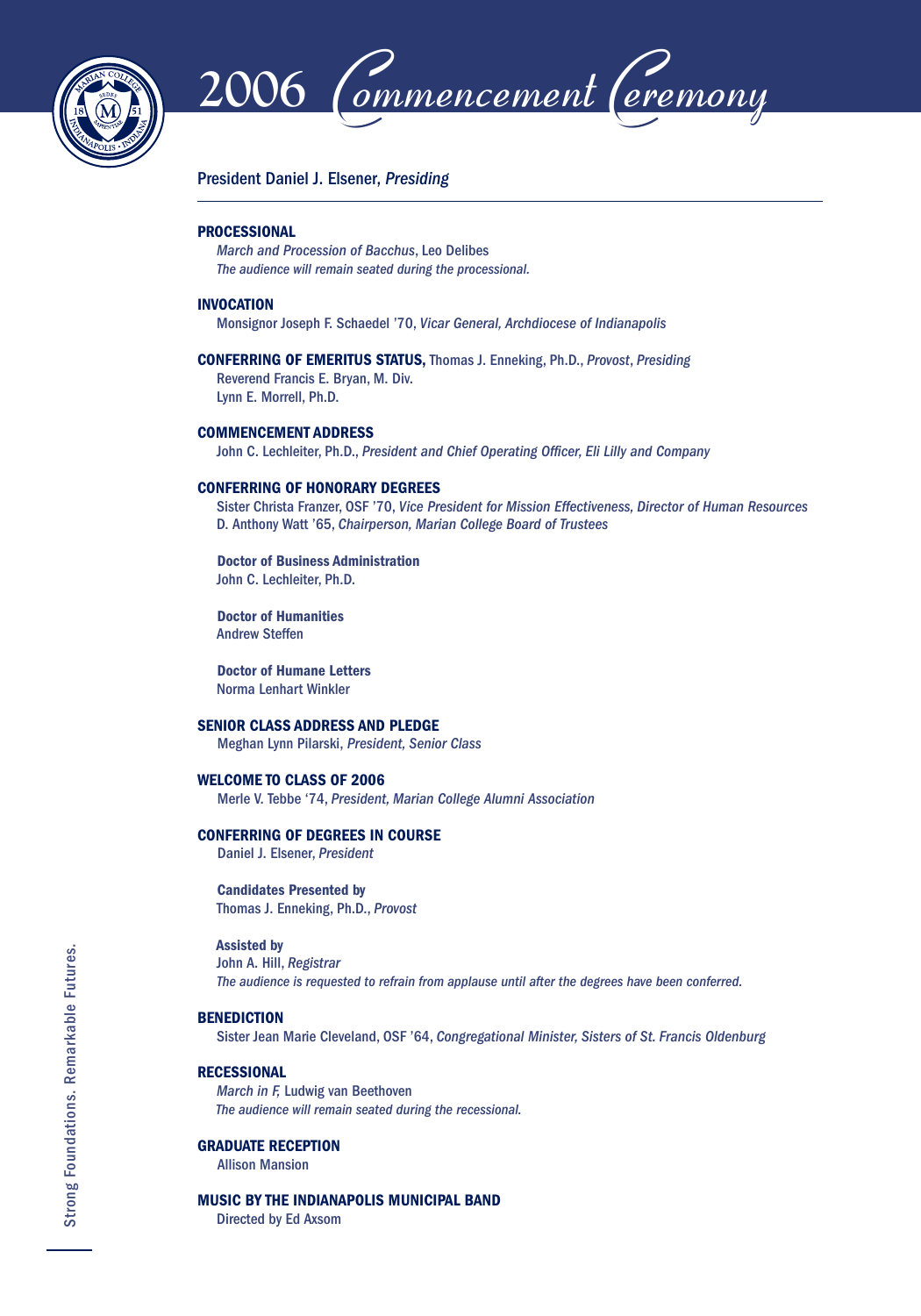# 2006 Commencement Ceremony

President Daniel J. Elsener, *Presiding*

---

**PROCESSIONAL**

*March and Procession of Bacchus*, Leo Delibes
*The audience will remain seated during the processional.*

**INVOCATION**

Monsignor Joseph F. Schaedel '70, *Vicar General, Archdiocese of Indianapolis*

**CONFERRING OF EMERITUS STATUS,** Thomas J. Enneking, Ph.D., *Provost*, *Presiding*

Reverend Francis E. Bryan, M. Div.
Lynn E. Morrell, Ph.D.

**COMMENCEMENT ADDRESS**

John C. Lechleiter, Ph.D., *President and Chief Operating Officer, Eli Lilly and Company*

**CONFERRING OF HONORARY DEGREES**

Sister Christa Franzer, OSF '70, *Vice President for Mission Effectiveness, Director of Human Resources*
D. Anthony Watt '65, *Chairperson, Marian College Board of Trustees*

**Doctor of Business Administration**
John C. Lechleiter, Ph.D.

**Doctor of Humanities**
Andrew Steffen

**Doctor of Humane Letters**
Norma Lenhart Winkler

**SENIOR CLASS ADDRESS AND PLEDGE**

Meghan Lynn Pilarski, *President, Senior Class*

**WELCOME TO CLASS OF 2006**

Merle V. Tebbe '74, *President, Marian College Alumni Association*

**CONFERRING OF DEGREES IN COURSE**

Daniel J. Elsener, *President*

**Candidates Presented by**
Thomas J. Enneking, Ph.D., *Provost*

**Assisted by**
John A. Hill, *Registrar*
*The audience is requested to refrain from applause until after the degrees have been conferred.*

**BENEDICTION**

Sister Jean Marie Cleveland, OSF '64, *Congregational Minister, Sisters of St. Francis Oldenburg*

**RECESSIONAL**

*March in F,* Ludwig van Beethoven
*The audience will remain seated during the recessional.*

**GRADUATE RECEPTION**

Allison Mansion

**MUSIC BY THE INDIANAPOLIS MUNICIPAL BAND**

Directed by Ed Axsom

Strong Foundations. Remarkable Futures.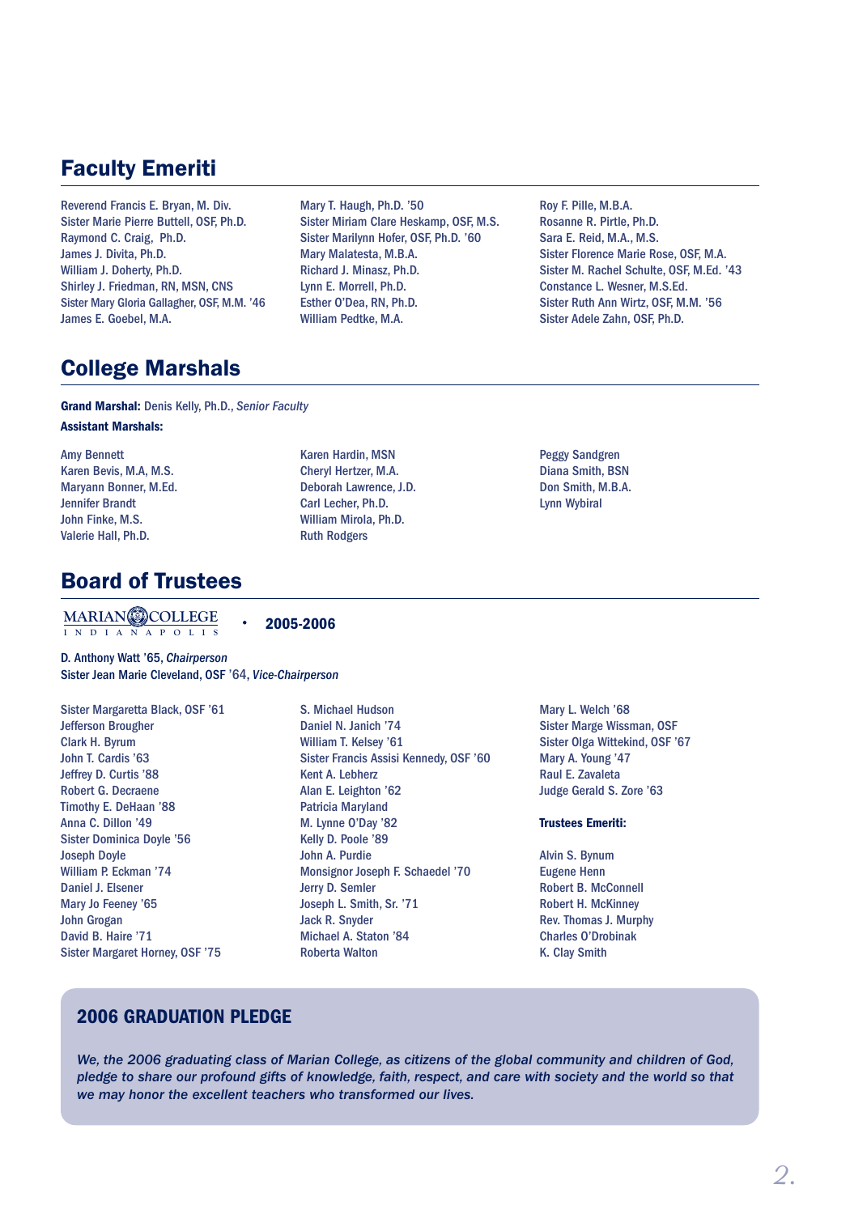## Faculty Emeriti

Reverend Francis E. Bryan, M. Div.
Sister Marie Pierre Buttell, OSF, Ph.D.
Raymond C. Craig, Ph.D.
James J. Divita, Ph.D.
William J. Doherty, Ph.D.
Shirley J. Friedman, RN, MSN, CNS
Sister Mary Gloria Gallagher, OSF, M.M. '46
James E. Goebel, M.A.
Mary T. Haugh, Ph.D. '50
Sister Miriam Clare Heskamp, OSF, M.S.
Sister Marilynn Hofer, OSF, Ph.D. '60
Mary Malatesta, M.B.A.
Richard J. Minasz, Ph.D.
Lynn E. Morrell, Ph.D.
Esther O'Dea, RN, Ph.D.
William Pedtke, M.A.
Roy F. Pille, M.B.A.
Rosanne R. Pirtle, Ph.D.
Sara E. Reid, M.A., M.S.
Sister Florence Marie Rose, OSF, M.A.
Sister M. Rachel Schulte, OSF, M.Ed. '43
Constance L. Wesner, M.S.Ed.
Sister Ruth Ann Wirtz, OSF, M.M. '56
Sister Adele Zahn, OSF, Ph.D.

## College Marshals

**Grand Marshal:** Denis Kelly, Ph.D., *Senior Faculty*

**Assistant Marshals:**

Amy Bennett
Karen Bevis, M.A, M.S.
Maryann Bonner, M.Ed.
Jennifer Brandt
John Finke, M.S.
Valerie Hall, Ph.D.
Karen Hardin, MSN
Cheryl Hertzer, M.A.
Deborah Lawrence, J.D.
Carl Lecher, Ph.D.
William Mirola, Ph.D.
Ruth Rodgers
Peggy Sandgren
Diana Smith, BSN
Don Smith, M.B.A.
Lynn Wybiral

## Board of Trustees

MARIAN COLLEGE INDIANAPOLIS • **2005-2006**

D. Anthony Watt '65, *Chairperson*
Sister Jean Marie Cleveland, OSF '64, *Vice-Chairperson*

Sister Margaretta Black, OSF '61
Jefferson Brougher
Clark H. Byrum
John T. Cardis '63
Jeffrey D. Curtis '88
Robert G. Decraene
Timothy E. DeHaan '88
Anna C. Dillon '49
Sister Dominica Doyle '56
Joseph Doyle
William P. Eckman '74
Daniel J. Elsener
Mary Jo Feeney '65
John Grogan
David B. Haire '71
Sister Margaret Horney, OSF '75
S. Michael Hudson
Daniel N. Janich '74
William T. Kelsey '61
Sister Francis Assisi Kennedy, OSF '60
Kent A. Lebherz
Alan E. Leighton '62
Patricia Maryland
M. Lynne O'Day '82
Kelly D. Poole '89
John A. Purdie
Monsignor Joseph F. Schaedel '70
Jerry D. Semler
Joseph L. Smith, Sr. '71
Jack R. Snyder
Michael A. Staton '84
Roberta Walton
Mary L. Welch '68
Sister Marge Wissman, OSF
Sister Olga Wittekind, OSF '67
Mary A. Young '47
Raul E. Zavaleta
Judge Gerald S. Zore '63

**Trustees Emeriti:**

Alvin S. Bynum
Eugene Henn
Robert B. McConnell
Robert H. McKinney
Rev. Thomas J. Murphy
Charles O'Drobinak
K. Clay Smith

### 2006 GRADUATION PLEDGE

*We, the 2006 graduating class of Marian College, as citizens of the global community and children of God, pledge to share our profound gifts of knowledge, faith, respect, and care with society and the world so that we may honor the excellent teachers who transformed our lives.*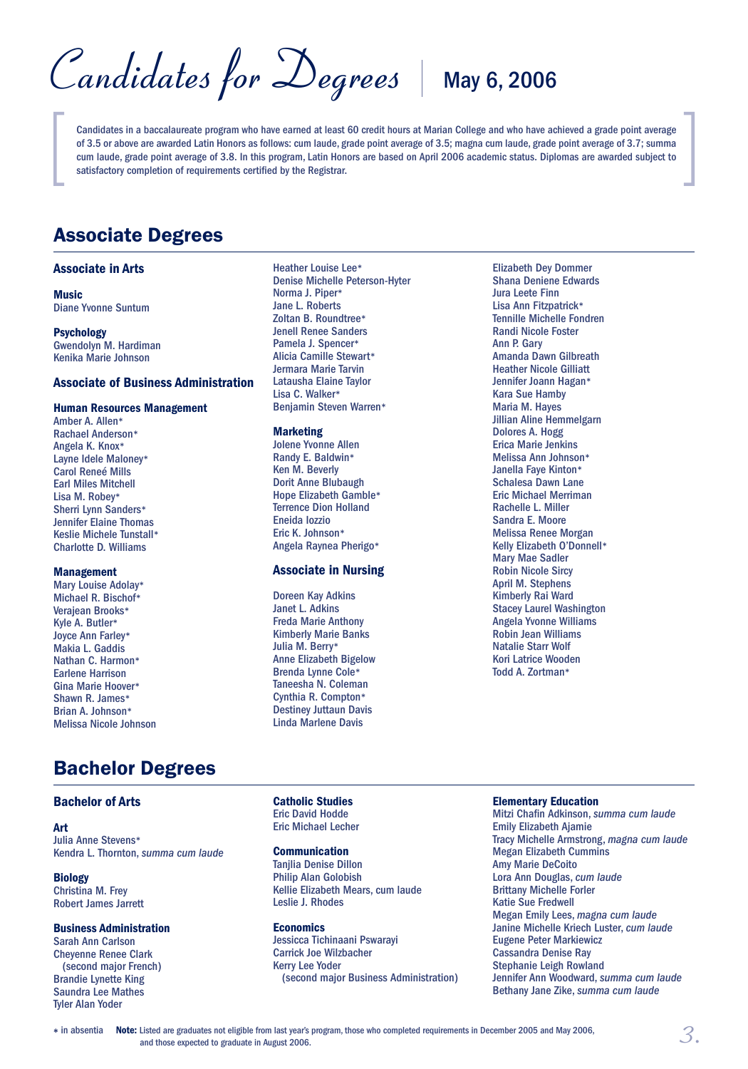# Candidates for Degrees | May 6, 2006

Candidates in a baccalaureate program who have earned at least 60 credit hours at Marian College and who have achieved a grade point average of 3.5 or above are awarded Latin Honors as follows: cum laude, grade point average of 3.5; magna cum laude, grade point average of 3.7; summa cum laude, grade point average of 3.8. In this program, Latin Honors are based on April 2006 academic status. Diplomas are awarded subject to satisfactory completion of requirements certified by the Registrar.

## Associate Degrees

### Associate in Arts

**Music**
Diane Yvonne Suntum

**Psychology**
Gwendolyn M. Hardiman
Kenika Marie Johnson

### Associate of Business Administration

**Human Resources Management**
Amber A. Allen*
Rachael Anderson*
Angela K. Knox*
Layne Idele Maloney*
Carol Reneé Mills
Earl Miles Mitchell
Lisa M. Robey*
Sherri Lynn Sanders*
Jennifer Elaine Thomas
Keslie Michele Tunstall*
Charlotte D. Williams

**Management**
Mary Louise Adolay*
Michael R. Bischof*
Verajean Brooks*
Kyle A. Butler*
Joyce Ann Farley*
Makia L. Gaddis
Nathan C. Harmon*
Earlene Harrison
Gina Marie Hoover*
Shawn R. James*
Brian A. Johnson*
Melissa Nicole Johnson
Heather Louise Lee*
Denise Michelle Peterson-Hyter
Norma J. Piper*
Jane L. Roberts
Zoltan B. Roundtree*
Jenell Renee Sanders
Pamela J. Spencer*
Alicia Camille Stewart*
Jermara Marie Tarvin
Latausha Elaine Taylor
Lisa C. Walker*
Benjamin Steven Warren*

**Marketing**
Jolene Yvonne Allen
Randy E. Baldwin*
Ken M. Beverly
Dorit Anne Blubaugh
Hope Elizabeth Gamble*
Terrence Dion Holland
Eneida Iozzio
Eric K. Johnson*
Angela Raynea Pherigo*

### Associate in Nursing

Doreen Kay Adkins
Janet L. Adkins
Freda Marie Anthony
Kimberly Marie Banks
Julia M. Berry*
Anne Elizabeth Bigelow
Brenda Lynne Cole*
Taneesha N. Coleman
Cynthia R. Compton*
Destiney Juttaun Davis
Linda Marlene Davis
Elizabeth Dey Dommer
Shana Deniene Edwards
Jura Leete Finn
Lisa Ann Fitzpatrick*
Tennille Michelle Fondren
Randi Nicole Foster
Ann P. Gary
Amanda Dawn Gilbreath
Heather Nicole Gilliatt
Jennifer Joann Hagan*
Kara Sue Hamby
Maria M. Hayes
Jillian Aline Hemmelgarn
Dolores A. Hogg
Erica Marie Jenkins
Melissa Ann Johnson*
Janella Faye Kinton*
Schalesa Dawn Lane
Eric Michael Merriman
Rachelle L. Miller
Sandra E. Moore
Melissa Renee Morgan
Kelly Elizabeth O'Donnell*
Mary Mae Sadler
Robin Nicole Sircy
April M. Stephens
Kimberly Rai Ward
Stacey Laurel Washington
Angela Yvonne Williams
Robin Jean Williams
Natalie Starr Wolf
Kori Latrice Wooden
Todd A. Zortman*

## Bachelor Degrees

### Bachelor of Arts

**Art**
Julia Anne Stevens*
Kendra L. Thornton, *summa cum laude*

**Biology**
Christina M. Frey
Robert James Jarrett

**Business Administration**
Sarah Ann Carlson
Cheyenne Renee Clark
(second major French)
Brandie Lynette King
Saundra Lee Mathes
Tyler Alan Yoder

**Catholic Studies**
Eric David Hodde
Eric Michael Lecher

**Communication**
Tanjlia Denise Dillon
Philip Alan Golobish
Kellie Elizabeth Mears, cum laude
Leslie J. Rhodes

**Economics**
Jessicca Tichinaani Pswarayi
Carrick Joe Wilzbacher
Kerry Lee Yoder
(second major Business Administration)

**Elementary Education**
Mitzi Chafin Adkinson, *summa cum laude*
Emily Elizabeth Ajamie
Tracy Michelle Armstrong, *magna cum laude*
Megan Elizabeth Cummins
Amy Marie DeCoito
Lora Ann Douglas, *cum laude*
Brittany Michelle Forler
Katie Sue Fredwell
Megan Emily Lees, *magna cum laude*
Janine Michelle Kriech Luster, *cum laude*
Eugene Peter Markiewicz
Cassandra Denise Ray
Stephanie Leigh Rowland
Jennifer Ann Woodward, *summa cum laude*
Bethany Jane Zike, *summa cum laude*

\* in absentia **Note:** Listed are graduates not eligible from last year's program, those who completed requirements in December 2005 and May 2006, and those expected to graduate in August 2006.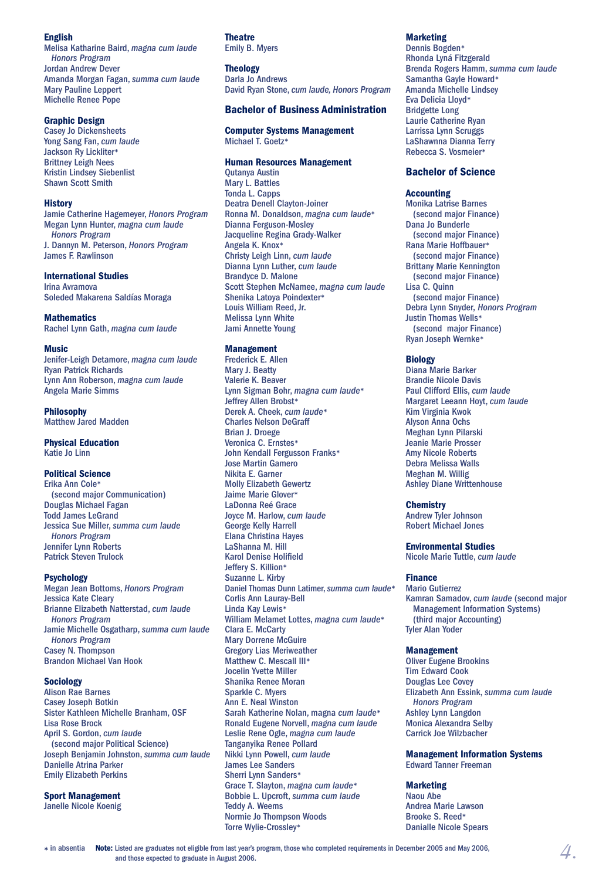### English

Melisa Katharine Baird, *magna cum laude*
*Honors Program*
Jordan Andrew Dever
Amanda Morgan Fagan, *summa cum laude*
Mary Pauline Leppert
Michelle Renee Pope

### Graphic Design

Casey Jo Dickensheets
Yong Sang Fan, *cum laude*
Jackson Ry Lickliter*
Brittney Leigh Nees
Kristin Lindsey Siebenlist
Shawn Scott Smith

### History

Jamie Catherine Hagemeyer, *Honors Program*
Megan Lynn Hunter, *magna cum laude*
*Honors Program*
J. Dannyn M. Peterson, *Honors Program*
James F. Rawlinson

### International Studies

Irina Avramova
Soledad Makarena Saldías Moraga

### Mathematics

Rachel Lynn Gath, *magna cum laude*

### Music

Jenifer-Leigh Detamore, *magna cum laude*
Ryan Patrick Richards
Lynn Ann Roberson, *magna cum laude*
Angela Marie Simms

### Philosophy

Matthew Jared Madden

### Physical Education

Katie Jo Linn

### Political Science

Erika Ann Cole*
(second major Communication)
Douglas Michael Fagan
Todd James LeGrand
Jessica Sue Miller, *summa cum laude*
*Honors Program*
Jennifer Lynn Roberts
Patrick Steven Trulock

### Psychology

Megan Jean Bottoms, *Honors Program*
Jessica Kate Cleary
Brianne Elizabeth Natterstad, *cum laude*
*Honors Program*
Jamie Michelle Osgatharp, *summa cum laude*
*Honors Program*
Casey N. Thompson
Brandon Michael Van Hook

### Sociology

Alison Rae Barnes
Casey Joseph Botkin
Sister Kathleen Michelle Branham, OSF
Lisa Rose Brock
April S. Gordon, *cum laude*
(second major Political Science)
Joseph Benjamin Johnston, *summa cum laude*
Danielle Atrina Parker
Emily Elizabeth Perkins

### Sport Management

Janelle Nicole Koenig

### Theatre

Emily B. Myers

### Theology

Darla Jo Andrews
David Ryan Stone, *cum laude, Honors Program*

## Bachelor of Business Administration

### Computer Systems Management

Michael T. Goetz*

### Human Resources Management

Qutanya Austin
Mary L. Battles
Tonda L. Capps
Deatra Denell Clayton-Joiner
Ronna M. Donaldson, *magna cum laude**
Dianna Ferguson-Mosley
Jacqueline Regina Grady-Walker
Angela K. Knox*
Christy Leigh Linn, *cum laude*
Dianna Lynn Luther, *cum laude*
Brandyce D. Malone
Scott Stephen McNamee, *magna cum laude*
Shenika Latoya Poindexter*
Louis William Reed, Jr.
Melissa Lynn White
Jami Annette Young

### Management

Frederick E. Allen
Mary J. Beatty
Valerie K. Beaver
Lynn Sigman Bohr, *magna cum laude**
Jeffrey Allen Brobst*
Derek A. Cheek, *cum laude**
Charles Nelson DeGraff
Brian J. Droege
Veronica C. Ernstes*
John Kendall Fergusson Franks*
Jose Martin Gamero
Nikita E. Garner
Molly Elizabeth Gewertz
Jaime Marie Glover*
LaDonna Reé Grace
Joyce M. Harlow, *cum laude*
George Kelly Harrell
Elana Christina Hayes
LaShanna M. Hill
Karol Denise Holifield
Jeffery S. Killion*
Suzanne L. Kirby
Daniel Thomas Dunn Latimer, *summa cum laude**
Corlis Ann Lauray-Bell
Linda Kay Lewis*
William Melamet Lottes, *magna cum laude**
Clara E. McCarty
Mary Dorrene McGuire
Gregory Lias Meriweather
Matthew C. Mescall III*
Jocelin Yvette Miller
Shanika Renee Moran
Sparkle C. Myers
Ann E. Neal Winston
Sarah Katherine Nolan, magna *cum laude**
Ronald Eugene Norvell, *magna cum laude*
Leslie Rene Ogle, *magna cum laude*
Tanganyika Renee Pollard
Nikki Lynn Powell, *cum laude*
James Lee Sanders
Sherri Lynn Sanders*
Grace T. Slayton, *magna cum laude**
Bobbie L. Upcroft, *summa cum laude*
Teddy A. Weems
Normie Jo Thompson Woods
Torre Wylie-Crossley*

### Marketing

Dennis Bogden*
Rhonda Lyná Fitzgerald
Brenda Rogers Hamm, *summa cum laude*
Samantha Gayle Howard*
Amanda Michelle Lindsey
Eva Delicia Lloyd*
Bridgette Long
Laurie Catherine Ryan
Larrissa Lynn Scruggs
LaShawnna Dianna Terry
Rebecca S. Vosmeier*

## Bachelor of Science

### Accounting

Monika Latrise Barnes
(second major Finance)
Dana Jo Bunderle
(second major Finance)
Rana Marie Hoffbauer*
(second major Finance)
Brittany Marie Kennington
(second major Finance)
Lisa C. Quinn
(second major Finance)
Debra Lynn Snyder, *Honors Program*
Justin Thomas Wells*
(second major Finance)
Ryan Joseph Wernke*

### Biology

Diana Marie Barker
Brandie Nicole Davis
Paul Clifford Ellis, *cum laude*
Margaret Leeann Hoyt, *cum laude*
Kim Virginia Kwok
Alyson Anna Ochs
Meghan Lynn Pilarski
Jeanie Marie Prosser
Amy Nicole Roberts
Debra Melissa Walls
Meghan M. Willig
Ashley Diane Writtenhouse

### Chemistry

Andrew Tyler Johnson
Robert Michael Jones

### Environmental Studies

Nicole Marie Tuttle, *cum laude*

### Finance

Mario Gutierrez
Kamran Samadov, *cum laude* (second major
Management Information Systems)
(third major Accounting)
Tyler Alan Yoder

### Management

Oliver Eugene Brookins
Tim Edward Cook
Douglas Lee Covey
Elizabeth Ann Essink, *summa cum laude*
*Honors Program*
Ashley Lynn Langdon
Monica Alexandra Selby
Carrick Joe Wilzbacher

### Management Information Systems

Edward Tanner Freeman

### Marketing

Naou Abe
Andrea Marie Lawson
Brooke S. Reed*
Danialle Nicole Spears

* in absentia **Note:** Listed are graduates not eligible from last year's program, those who completed requirements in December 2005 and May 2006, and those expected to graduate in August 2006.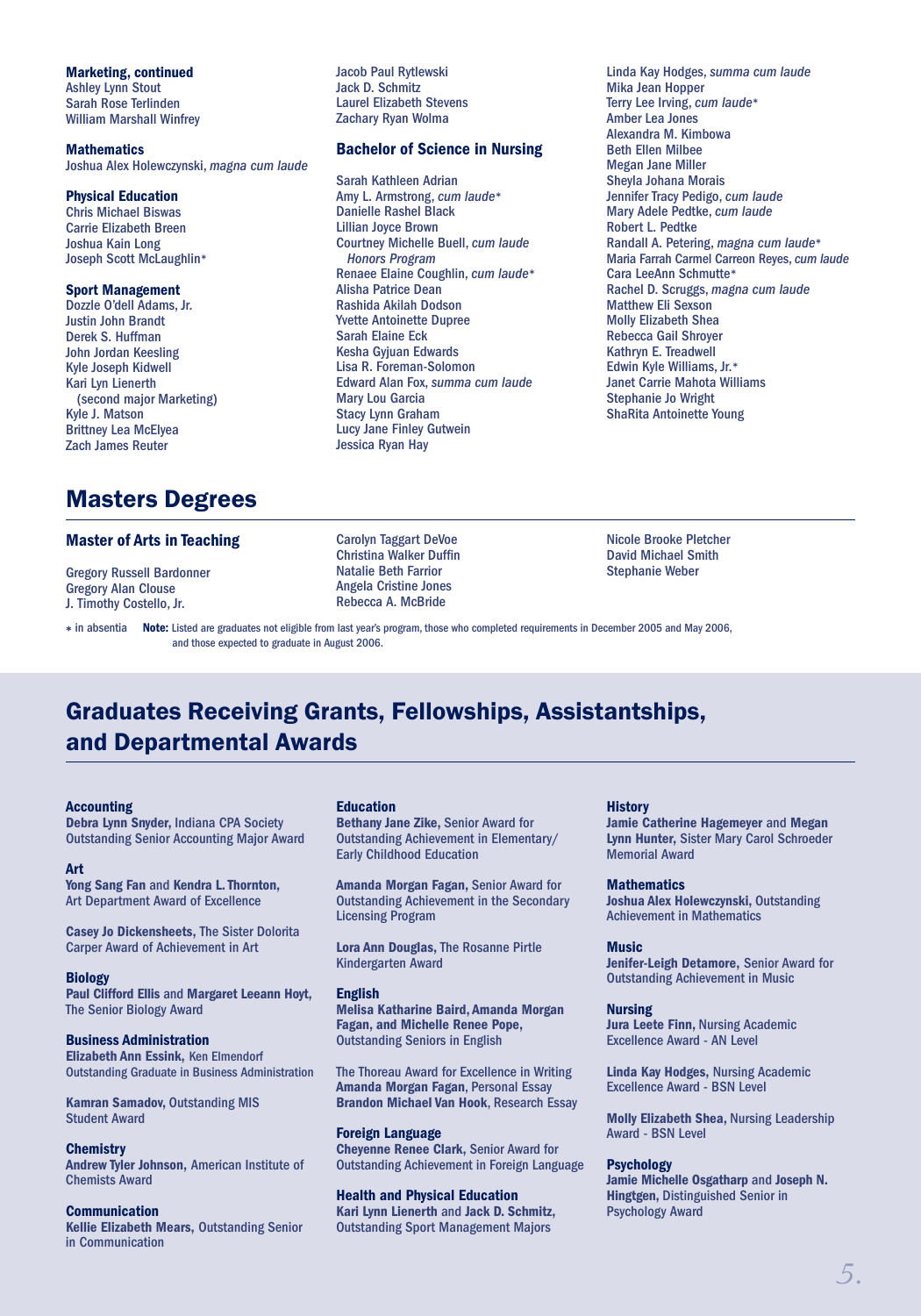**Marketing, continued**
Ashley Lynn Stout
Sarah Rose Terlinden
William Marshall Winfrey

**Mathematics**
Joshua Alex Holewczynski, *magna cum laude*

**Physical Education**
Chris Michael Biswas
Carrie Elizabeth Breen
Joshua Kain Long
Joseph Scott McLaughlin*

**Sport Management**
Dozzle O'dell Adams, Jr.
Justin John Brandt
Derek S. Huffman
John Jordan Keesling
Kyle Joseph Kidwell
Kari Lyn Lienerth
(second major Marketing)
Kyle J. Matson
Brittney Lea McElyea
Zach James Reuter
Jacob Paul Rytlewski
Jack D. Schmitz
Laurel Elizabeth Stevens
Zachary Ryan Wolma

### Bachelor of Science in Nursing

Sarah Kathleen Adrian
Amy L. Armstrong, *cum laude**
Danielle Rashel Black
Lillian Joyce Brown
Courtney Michelle Buell, *cum laude*
*Honors Program*
Renaee Elaine Coughlin, *cum laude**
Alisha Patrice Dean
Rashida Akilah Dodson
Yvette Antoinette Dupree
Sarah Elaine Eck
Kesha Gyjuan Edwards
Lisa R. Foreman-Solomon
Edward Alan Fox, *summa cum laude*
Mary Lou Garcia
Stacy Lynn Graham
Lucy Jane Finley Gutwein
Jessica Ryan Hay
Linda Kay Hodges, *summa cum laude*
Mika Jean Hopper
Terry Lee Irving, *cum laude**
Amber Lea Jones
Alexandra M. Kimbowa
Beth Ellen Milbee
Megan Jane Miller
Sheyla Johana Morais
Jennifer Tracy Pedigo, *cum laude*
Mary Adele Pedtke, *cum laude*
Robert L. Pedtke
Randall A. Petering, *magna cum laude**
Maria Farrah Carmel Carreon Reyes, *cum laude*
Cara LeeAnn Schmutte*
Rachel D. Scruggs, *magna cum laude*
Matthew Eli Sexson
Molly Elizabeth Shea
Rebecca Gail Shroyer
Kathryn E. Treadwell
Edwin Kyle Williams, Jr.*
Janet Carrie Mahota Williams
Stephanie Jo Wright
ShaRita Antoinette Young

## Masters Degrees

### Master of Arts in Teaching

Gregory Russell Bardonner
Gregory Alan Clouse
J. Timothy Costello, Jr.
Carolyn Taggart DeVoe
Christina Walker Duffin
Natalie Beth Farrior
Angela Cristine Jones
Rebecca A. McBride
Nicole Brooke Pletcher
David Michael Smith
Stephanie Weber

\* in absentia **Note:** Listed are graduates not eligible from last year's program, those who completed requirements in December 2005 and May 2006, and those expected to graduate in August 2006.

## Graduates Receiving Grants, Fellowships, Assistantships, and Departmental Awards

**Accounting**
**Debra Lynn Snyder,** Indiana CPA Society Outstanding Senior Accounting Major Award

**Art**
**Yong Sang Fan** and **Kendra L. Thornton,** Art Department Award of Excellence

**Casey Jo Dickensheets,** The Sister Dolorita Carper Award of Achievement in Art

**Biology**
**Paul Clifford Ellis** and **Margaret Leeann Hoyt,** The Senior Biology Award

**Business Administration**
**Elizabeth Ann Essink,** Ken Elmendorf Outstanding Graduate in Business Administration

**Kamran Samadov,** Outstanding MIS Student Award

**Chemistry**
**Andrew Tyler Johnson,** American Institute of Chemists Award

**Communication**
**Kellie Elizabeth Mears,** Outstanding Senior in Communication

**Education**
**Bethany Jane Zike,** Senior Award for Outstanding Achievement in Elementary/ Early Childhood Education

**Amanda Morgan Fagan,** Senior Award for Outstanding Achievement in the Secondary Licensing Program

**Lora Ann Douglas,** The Rosanne Pirtle Kindergarten Award

**English**
**Melisa Katharine Baird, Amanda Morgan Fagan, and Michelle Renee Pope,** Outstanding Seniors in English

The Thoreau Award for Excellence in Writing
**Amanda Morgan Fagan**, Personal Essay
**Brandon Michael Van Hook**, Research Essay

**Foreign Language**
**Cheyenne Renee Clark,** Senior Award for Outstanding Achievement in Foreign Language

**Health and Physical Education**
**Kari Lynn Lienerth** and **Jack D. Schmitz,** Outstanding Sport Management Majors

**History**
**Jamie Catherine Hagemeyer** and **Megan Lynn Hunter,** Sister Mary Carol Schroeder Memorial Award

**Mathematics**
**Joshua Alex Holewczynski,** Outstanding Achievement in Mathematics

**Music**
**Jenifer-Leigh Detamore,** Senior Award for Outstanding Achievement in Music

**Nursing**
**Jura Leete Finn,** Nursing Academic Excellence Award - AN Level

**Linda Kay Hodges,** Nursing Academic Excellence Award - BSN Level

**Molly Elizabeth Shea,** Nursing Leadership Award - BSN Level

**Psychology**
**Jamie Michelle Osgatharp** and **Joseph N. Hingtgen,** Distinguished Senior in Psychology Award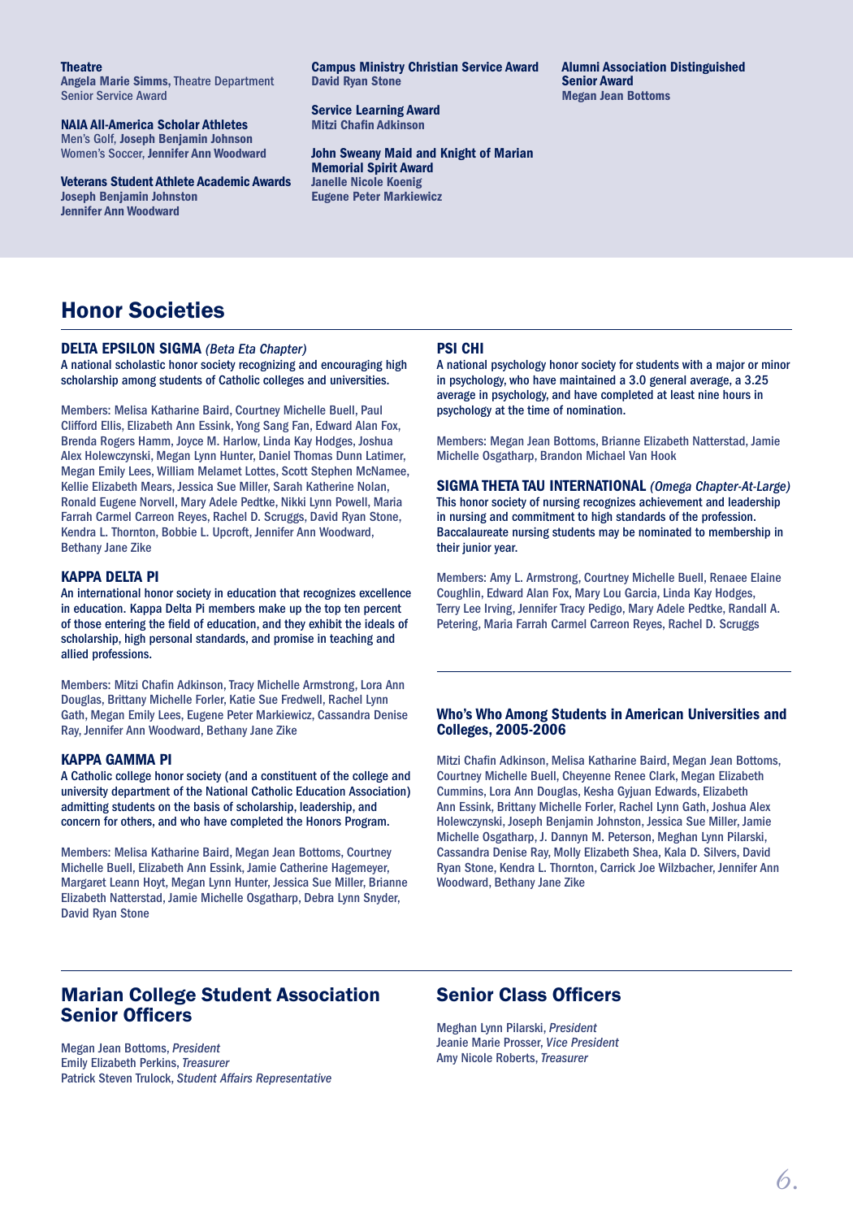**Theatre**
Angela Marie Simms, Theatre Department Senior Service Award

**NAIA All-America Scholar Athletes**
Men's Golf, **Joseph Benjamin Johnson**
Women's Soccer, **Jennifer Ann Woodward**

**Veterans Student Athlete Academic Awards**
**Joseph Benjamin Johnston**
**Jennifer Ann Woodward**

**Campus Ministry Christian Service Award**
**David Ryan Stone**

**Service Learning Award**
**Mitzi Chafin Adkinson**

**John Sweany Maid and Knight of Marian Memorial Spirit Award**
**Janelle Nicole Koenig**
**Eugene Peter Markiewicz**

**Alumni Association Distinguished Senior Award**
**Megan Jean Bottoms**

## Honor Societies

### DELTA EPSILON SIGMA *(Beta Eta Chapter)*

A national scholastic honor society recognizing and encouraging high scholarship among students of Catholic colleges and universities.

Members: Melisa Katharine Baird, Courtney Michelle Buell, Paul Clifford Ellis, Elizabeth Ann Essink, Yong Sang Fan, Edward Alan Fox, Brenda Rogers Hamm, Joyce M. Harlow, Linda Kay Hodges, Joshua Alex Holewczynski, Megan Lynn Hunter, Daniel Thomas Dunn Latimer, Megan Emily Lees, William Melamet Lottes, Scott Stephen McNamee, Kellie Elizabeth Mears, Jessica Sue Miller, Sarah Katherine Nolan, Ronald Eugene Norvell, Mary Adele Pedtke, Nikki Lynn Powell, Maria Farrah Carmel Carreon Reyes, Rachel D. Scruggs, David Ryan Stone, Kendra L. Thornton, Bobbie L. Upcroft, Jennifer Ann Woodward, Bethany Jane Zike

### KAPPA DELTA PI

An international honor society in education that recognizes excellence in education. Kappa Delta Pi members make up the top ten percent of those entering the field of education, and they exhibit the ideals of scholarship, high personal standards, and promise in teaching and allied professions.

Members: Mitzi Chafin Adkinson, Tracy Michelle Armstrong, Lora Ann Douglas, Brittany Michelle Forler, Katie Sue Fredwell, Rachel Lynn Gath, Megan Emily Lees, Eugene Peter Markiewicz, Cassandra Denise Ray, Jennifer Ann Woodward, Bethany Jane Zike

### KAPPA GAMMA PI

A Catholic college honor society (and a constituent of the college and university department of the National Catholic Education Association) admitting students on the basis of scholarship, leadership, and concern for others, and who have completed the Honors Program.

Members: Melisa Katharine Baird, Megan Jean Bottoms, Courtney Michelle Buell, Elizabeth Ann Essink, Jamie Catherine Hagemeyer, Margaret Leann Hoyt, Megan Lynn Hunter, Jessica Sue Miller, Brianne Elizabeth Natterstad, Jamie Michelle Osgatharp, Debra Lynn Snyder, David Ryan Stone

### PSI CHI

A national psychology honor society for students with a major or minor in psychology, who have maintained a 3.0 general average, a 3.25 average in psychology, and have completed at least nine hours in psychology at the time of nomination.

Members: Megan Jean Bottoms, Brianne Elizabeth Natterstad, Jamie Michelle Osgatharp, Brandon Michael Van Hook

### SIGMA THETA TAU INTERNATIONAL *(Omega Chapter-At-Large)*

This honor society of nursing recognizes achievement and leadership in nursing and commitment to high standards of the profession. Baccalaureate nursing students may be nominated to membership in their junior year.

Members: Amy L. Armstrong, Courtney Michelle Buell, Renaee Elaine Coughlin, Edward Alan Fox, Mary Lou Garcia, Linda Kay Hodges, Terry Lee Irving, Jennifer Tracy Pedigo, Mary Adele Pedtke, Randall A. Petering, Maria Farrah Carmel Carreon Reyes, Rachel D. Scruggs

### Who's Who Among Students in American Universities and Colleges, 2005-2006

Mitzi Chafin Adkinson, Melisa Katharine Baird, Megan Jean Bottoms, Courtney Michelle Buell, Cheyenne Renee Clark, Megan Elizabeth Cummins, Lora Ann Douglas, Kesha Gyjuan Edwards, Elizabeth Ann Essink, Brittany Michelle Forler, Rachel Lynn Gath, Joshua Alex Holewczynski, Joseph Benjamin Johnston, Jessica Sue Miller, Jamie Michelle Osgatharp, J. Dannyn M. Peterson, Meghan Lynn Pilarski, Cassandra Denise Ray, Molly Elizabeth Shea, Kala D. Silvers, David Ryan Stone, Kendra L. Thornton, Carrick Joe Wilzbacher, Jennifer Ann Woodward, Bethany Jane Zike

## Marian College Student Association Senior Officers

Megan Jean Bottoms, *President*
Emily Elizabeth Perkins, *Treasurer*
Patrick Steven Trulock, *Student Affairs Representative*

## Senior Class Officers

Meghan Lynn Pilarski, *President*
Jeanie Marie Prosser, *Vice President*
Amy Nicole Roberts, *Treasurer*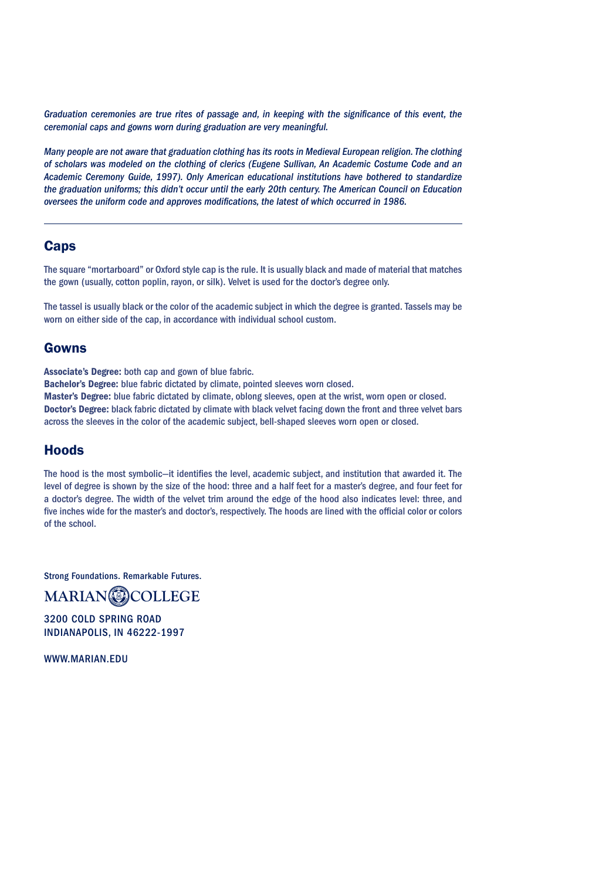*Graduation ceremonies are true rites of passage and, in keeping with the significance of this event, the ceremonial caps and gowns worn during graduation are very meaningful.*

*Many people are not aware that graduation clothing has its roots in Medieval European religion. The clothing of scholars was modeled on the clothing of clerics (Eugene Sullivan, An Academic Costume Code and an Academic Ceremony Guide, 1997). Only American educational institutions have bothered to standardize the graduation uniforms; this didn't occur until the early 20th century. The American Council on Education oversees the uniform code and approves modifications, the latest of which occurred in 1986.*

---

## Caps

The square "mortarboard" or Oxford style cap is the rule. It is usually black and made of material that matches the gown (usually, cotton poplin, rayon, or silk). Velvet is used for the doctor's degree only.

The tassel is usually black or the color of the academic subject in which the degree is granted. Tassels may be worn on either side of the cap, in accordance with individual school custom.

## Gowns

**Associate's Degree:** both cap and gown of blue fabric.
**Bachelor's Degree:** blue fabric dictated by climate, pointed sleeves worn closed.
**Master's Degree:** blue fabric dictated by climate, oblong sleeves, open at the wrist, worn open or closed.
**Doctor's Degree:** black fabric dictated by climate with black velvet facing down the front and three velvet bars across the sleeves in the color of the academic subject, bell-shaped sleeves worn open or closed.

## Hoods

The hood is the most symbolic—it identifies the level, academic subject, and institution that awarded it. The level of degree is shown by the size of the hood: three and a half feet for a master's degree, and four feet for a doctor's degree. The width of the velvet trim around the edge of the hood also indicates level: three, and five inches wide for the master's and doctor's, respectively. The hoods are lined with the official color or colors of the school.

Strong Foundations. Remarkable Futures.

MARIAN COLLEGE

3200 COLD SPRING ROAD
INDIANAPOLIS, IN 46222-1997

WWW.MARIAN.EDU